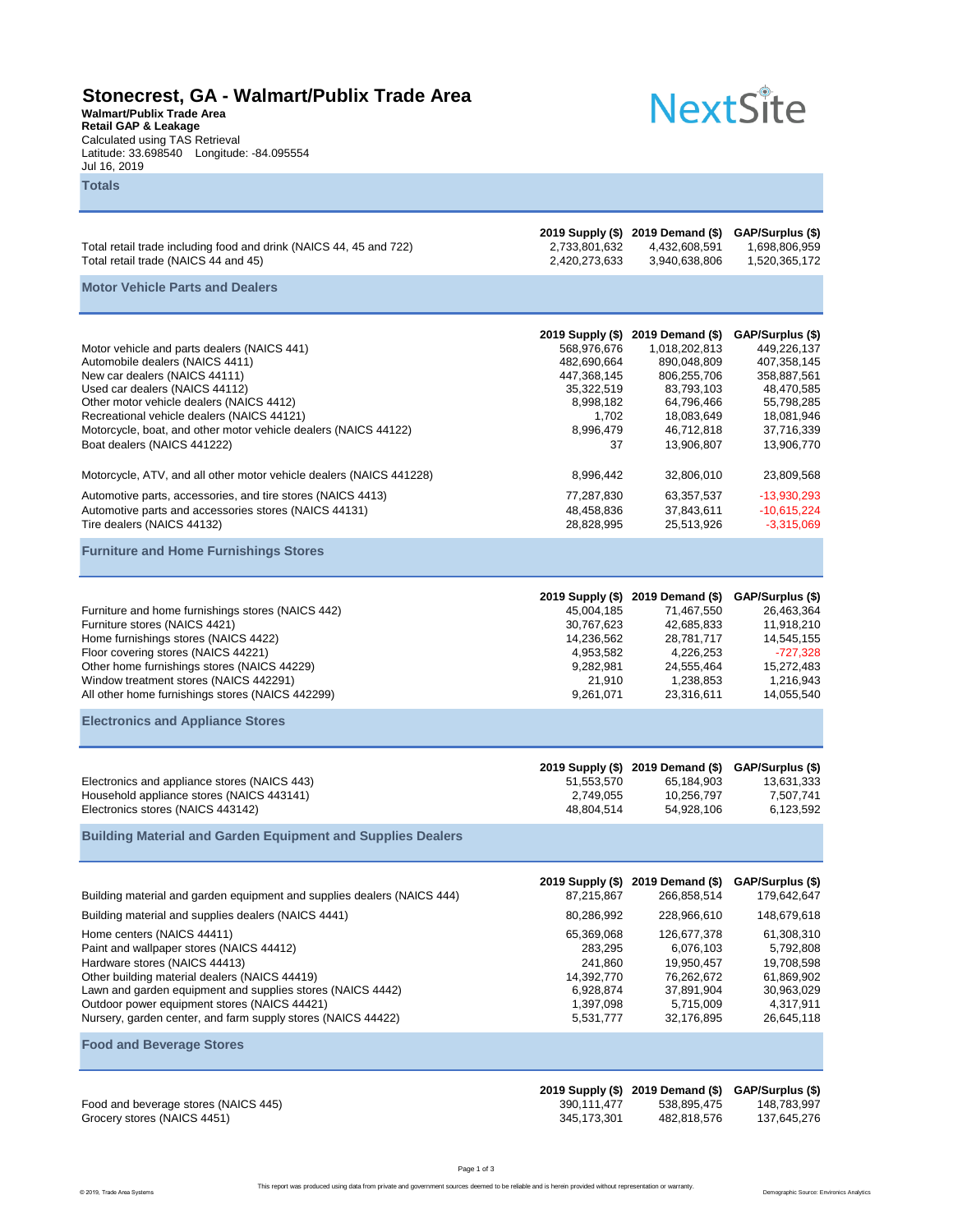# Stonecrest, GA - Walmart/Publix Trade Area

**Walmart/Publix Trade Area**
**Retail GAP & Leakage**
Calculated using TAS Retrieval
Latitude: 33.698540 Longitude: -84.095554
Jul 16, 2019

NextSite

## Totals

| | 2019 Supply ($) | 2019 Demand ($) | GAP/Surplus ($) |
|---|---|---|---|
| Total retail trade including food and drink (NAICS 44, 45 and 722) | 2,733,801,632 | 4,432,608,591 | 1,698,806,959 |
| Total retail trade (NAICS 44 and 45) | 2,420,273,633 | 3,940,638,806 | 1,520,365,172 |

## Motor Vehicle Parts and Dealers

| | 2019 Supply ($) | 2019 Demand ($) | GAP/Surplus ($) |
|---|---|---|---|
| Motor vehicle and parts dealers (NAICS 441) | 568,976,676 | 1,018,202,813 | 449,226,137 |
| Automobile dealers (NAICS 4411) | 482,690,664 | 890,048,809 | 407,358,145 |
| New car dealers (NAICS 44111) | 447,368,145 | 806,255,706 | 358,887,561 |
| Used car dealers (NAICS 44112) | 35,322,519 | 83,793,103 | 48,470,585 |
| Other motor vehicle dealers (NAICS 4412) | 8,998,182 | 64,796,466 | 55,798,285 |
| Recreational vehicle dealers (NAICS 44121) | 1,702 | 18,083,649 | 18,081,946 |
| Motorcycle, boat, and other motor vehicle dealers (NAICS 44122) | 8,996,479 | 46,712,818 | 37,716,339 |
| Boat dealers (NAICS 441222) | 37 | 13,906,807 | 13,906,770 |
| Motorcycle, ATV, and all other motor vehicle dealers (NAICS 441228) | 8,996,442 | 32,806,010 | 23,809,568 |
| Automotive parts, accessories, and tire stores (NAICS 4413) | 77,287,830 | 63,357,537 | -13,930,293 |
| Automotive parts and accessories stores (NAICS 44131) | 48,458,836 | 37,843,611 | -10,615,224 |
| Tire dealers (NAICS 44132) | 28,828,995 | 25,513,926 | -3,315,069 |

## Furniture and Home Furnishings Stores

| | 2019 Supply ($) | 2019 Demand ($) | GAP/Surplus ($) |
|---|---|---|---|
| Furniture and home furnishings stores (NAICS 442) | 45,004,185 | 71,467,550 | 26,463,364 |
| Furniture stores (NAICS 4421) | 30,767,623 | 42,685,833 | 11,918,210 |
| Home furnishings stores (NAICS 4422) | 14,236,562 | 28,781,717 | 14,545,155 |
| Floor covering stores (NAICS 44221) | 4,953,582 | 4,226,253 | -727,328 |
| Other home furnishings stores (NAICS 44229) | 9,282,981 | 24,555,464 | 15,272,483 |
| Window treatment stores (NAICS 442291) | 21,910 | 1,238,853 | 1,216,943 |
| All other home furnishings stores (NAICS 442299) | 9,261,071 | 23,316,611 | 14,055,540 |

## Electronics and Appliance Stores

| | 2019 Supply ($) | 2019 Demand ($) | GAP/Surplus ($) |
|---|---|---|---|
| Electronics and appliance stores (NAICS 443) | 51,553,570 | 65,184,903 | 13,631,333 |
| Household appliance stores (NAICS 443141) | 2,749,055 | 10,256,797 | 7,507,741 |
| Electronics stores (NAICS 443142) | 48,804,514 | 54,928,106 | 6,123,592 |

## Building Material and Garden Equipment and Supplies Dealers

| | 2019 Supply ($) | 2019 Demand ($) | GAP/Surplus ($) |
|---|---|---|---|
| Building material and garden equipment and supplies dealers (NAICS 444) | 87,215,867 | 266,858,514 | 179,642,647 |
| Building material and supplies dealers (NAICS 4441) | 80,286,992 | 228,966,610 | 148,679,618 |
| Home centers (NAICS 44411) | 65,369,068 | 126,677,378 | 61,308,310 |
| Paint and wallpaper stores (NAICS 44412) | 283,295 | 6,076,103 | 5,792,808 |
| Hardware stores (NAICS 44413) | 241,860 | 19,950,457 | 19,708,598 |
| Other building material dealers (NAICS 44419) | 14,392,770 | 76,262,672 | 61,869,902 |
| Lawn and garden equipment and supplies stores (NAICS 4442) | 6,928,874 | 37,891,904 | 30,963,029 |
| Outdoor power equipment stores (NAICS 44421) | 1,397,098 | 5,715,009 | 4,317,911 |
| Nursery, garden center, and farm supply stores (NAICS 44422) | 5,531,777 | 32,176,895 | 26,645,118 |

## Food and Beverage Stores

| | 2019 Supply ($) | 2019 Demand ($) | GAP/Surplus ($) |
|---|---|---|---|
| Food and beverage stores (NAICS 445) | 390,111,477 | 538,895,475 | 148,783,997 |
| Grocery stores (NAICS 4451) | 345,173,301 | 482,818,576 | 137,645,276 |

© 2019, Trade Area Systems — This report was produced using data from private and government sources deemed to be reliable and is herein provided without representation or warranty. — Demographic Source: Environics Analytics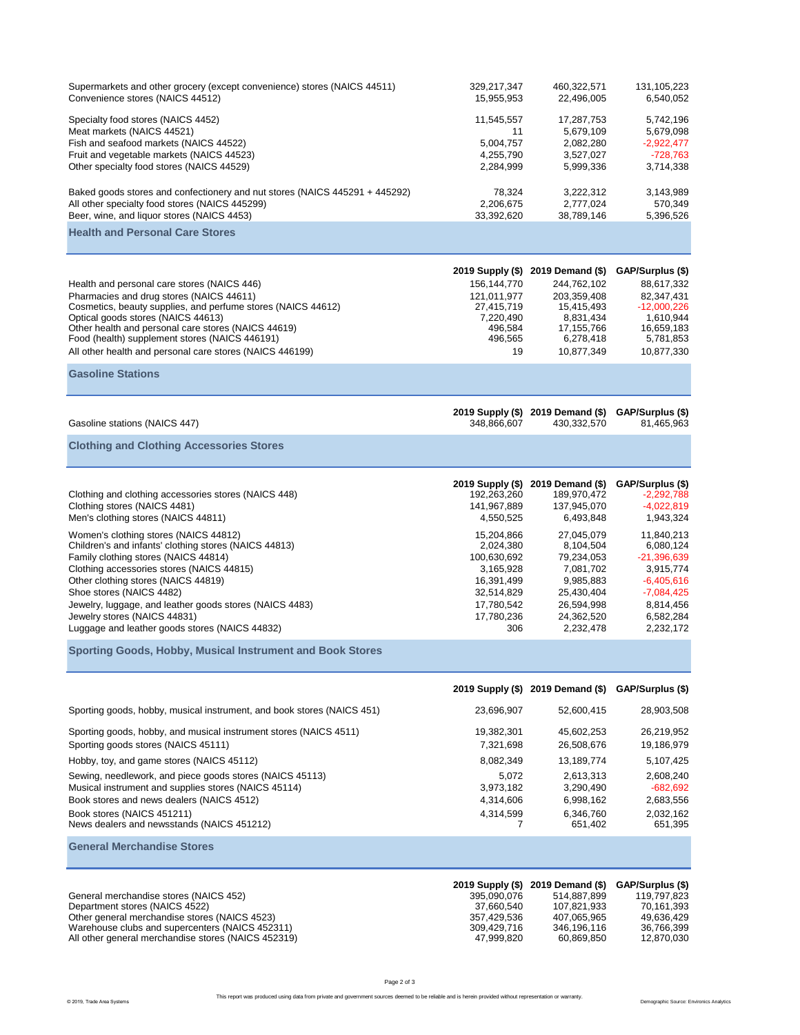| | | | |
|---|---|---|---|
| Supermarkets and other grocery (except convenience) stores (NAICS 44511) | 329,217,347 | 460,322,571 | 131,105,223 |
| Convenience stores (NAICS 44512) | 15,955,953 | 22,496,005 | 6,540,052 |
| Specialty food stores (NAICS 4452) | 11,545,557 | 17,287,753 | 5,742,196 |
| Meat markets (NAICS 44521) | 11 | 5,679,109 | 5,679,098 |
| Fish and seafood markets (NAICS 44522) | 5,004,757 | 2,082,280 | -2,922,477 |
| Fruit and vegetable markets (NAICS 44523) | 4,255,790 | 3,527,027 | -728,763 |
| Other specialty food stores (NAICS 44529) | 2,284,999 | 5,999,336 | 3,714,338 |
| Baked goods stores and confectionery and nut stores (NAICS 445291 + 445292) | 78,324 | 3,222,312 | 3,143,989 |
| All other specialty food stores (NAICS 445299) | 2,206,675 | 2,777,024 | 570,349 |
| Beer, wine, and liquor stores (NAICS 4453) | 33,392,620 | 38,789,146 | 5,396,526 |

## Health and Personal Care Stores

| | 2019 Supply ($) | 2019 Demand ($) | GAP/Surplus ($) |
|---|---|---|---|
| Health and personal care stores (NAICS 446) | 156,144,770 | 244,762,102 | 88,617,332 |
| Pharmacies and drug stores (NAICS 44611) | 121,011,977 | 203,359,408 | 82,347,431 |
| Cosmetics, beauty supplies, and perfume stores (NAICS 44612) | 27,415,719 | 15,415,493 | -12,000,226 |
| Optical goods stores (NAICS 44613) | 7,220,490 | 8,831,434 | 1,610,944 |
| Other health and personal care stores (NAICS 44619) | 496,584 | 17,155,766 | 16,659,183 |
| Food (health) supplement stores (NAICS 446191) | 496,565 | 6,278,418 | 5,781,853 |
| All other health and personal care stores (NAICS 446199) | 19 | 10,877,349 | 10,877,330 |

## Gasoline Stations

| | 2019 Supply ($) | 2019 Demand ($) | GAP/Surplus ($) |
|---|---|---|---|
| Gasoline stations (NAICS 447) | 348,866,607 | 430,332,570 | 81,465,963 |

## Clothing and Clothing Accessories Stores

| | 2019 Supply ($) | 2019 Demand ($) | GAP/Surplus ($) |
|---|---|---|---|
| Clothing and clothing accessories stores (NAICS 448) | 192,263,260 | 189,970,472 | -2,292,788 |
| Clothing stores (NAICS 4481) | 141,967,889 | 137,945,070 | -4,022,819 |
| Men's clothing stores (NAICS 44811) | 4,550,525 | 6,493,848 | 1,943,324 |
| Women's clothing stores (NAICS 44812) | 15,204,866 | 27,045,079 | 11,840,213 |
| Children's and infants' clothing stores (NAICS 44813) | 2,024,380 | 8,104,504 | 6,080,124 |
| Family clothing stores (NAICS 44814) | 100,630,692 | 79,234,053 | -21,396,639 |
| Clothing accessories stores (NAICS 44815) | 3,165,928 | 7,081,702 | 3,915,774 |
| Other clothing stores (NAICS 44819) | 16,391,499 | 9,985,883 | -6,405,616 |
| Shoe stores (NAICS 4482) | 32,514,829 | 25,430,404 | -7,084,425 |
| Jewelry, luggage, and leather goods stores (NAICS 4483) | 17,780,542 | 26,594,998 | 8,814,456 |
| Jewelry stores (NAICS 44831) | 17,780,236 | 24,362,520 | 6,582,284 |
| Luggage and leather goods stores (NAICS 44832) | 306 | 2,232,478 | 2,232,172 |

## Sporting Goods, Hobby, Musical Instrument and Book Stores

| | 2019 Supply ($) | 2019 Demand ($) | GAP/Surplus ($) |
|---|---|---|---|
| Sporting goods, hobby, musical instrument, and book stores (NAICS 451) | 23,696,907 | 52,600,415 | 28,903,508 |
| Sporting goods, hobby, and musical instrument stores (NAICS 4511) | 19,382,301 | 45,602,253 | 26,219,952 |
| Sporting goods stores (NAICS 45111) | 7,321,698 | 26,508,676 | 19,186,979 |
| Hobby, toy, and game stores (NAICS 45112) | 8,082,349 | 13,189,774 | 5,107,425 |
| Sewing, needlework, and piece goods stores (NAICS 45113) | 5,072 | 2,613,313 | 2,608,240 |
| Musical instrument and supplies stores (NAICS 45114) | 3,973,182 | 3,290,490 | -682,692 |
| Book stores and news dealers (NAICS 4512) | 4,314,606 | 6,998,162 | 2,683,556 |
| Book stores (NAICS 451211) | 4,314,599 | 6,346,760 | 2,032,162 |
| News dealers and newsstands (NAICS 451212) | 7 | 651,402 | 651,395 |

## General Merchandise Stores

| | 2019 Supply ($) | 2019 Demand ($) | GAP/Surplus ($) |
|---|---|---|---|
| General merchandise stores (NAICS 452) | 395,090,076 | 514,887,899 | 119,797,823 |
| Department stores (NAICS 4522) | 37,660,540 | 107,821,933 | 70,161,393 |
| Other general merchandise stores (NAICS 4523) | 357,429,536 | 407,065,965 | 49,636,429 |
| Warehouse clubs and supercenters (NAICS 452311) | 309,429,716 | 346,196,116 | 36,766,399 |
| All other general merchandise stores (NAICS 452319) | 47,999,820 | 60,869,850 | 12,870,030 |

© 2019, Trade Area Systems

This report was produced using data from private and government sources deemed to be reliable and is herein provided without representation or warranty.

Demographic Source: Environics Analytics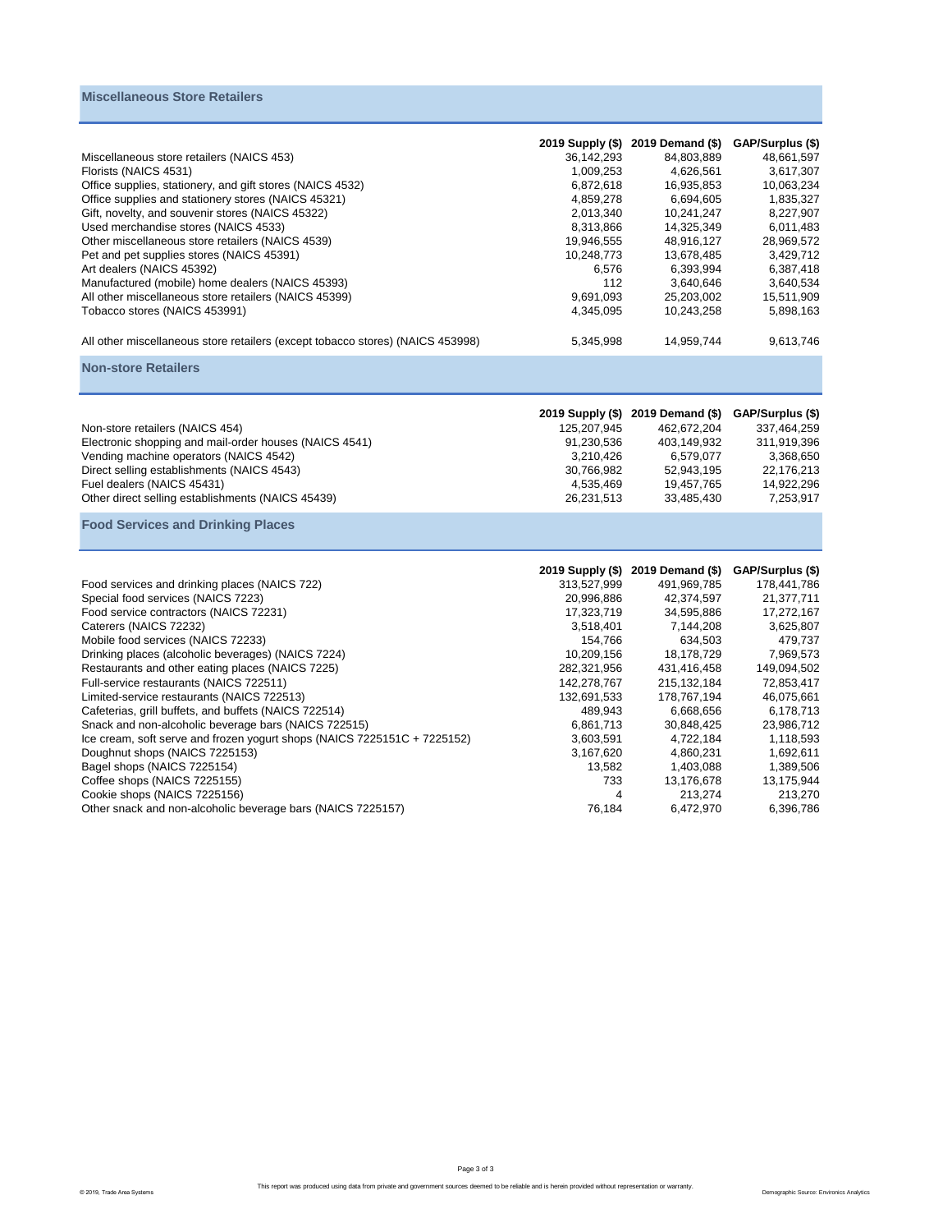## Miscellaneous Store Retailers

| | 2019 Supply ($) | 2019 Demand ($) | GAP/Surplus ($) |
|---|---|---|---|
| Miscellaneous store retailers (NAICS 453) | 36,142,293 | 84,803,889 | 48,661,597 |
| Florists (NAICS 4531) | 1,009,253 | 4,626,561 | 3,617,307 |
| Office supplies, stationery, and gift stores (NAICS 4532) | 6,872,618 | 16,935,853 | 10,063,234 |
| Office supplies and stationery stores (NAICS 45321) | 4,859,278 | 6,694,605 | 1,835,327 |
| Gift, novelty, and souvenir stores (NAICS 45322) | 2,013,340 | 10,241,247 | 8,227,907 |
| Used merchandise stores (NAICS 4533) | 8,313,866 | 14,325,349 | 6,011,483 |
| Other miscellaneous store retailers (NAICS 4539) | 19,946,555 | 48,916,127 | 28,969,572 |
| Pet and pet supplies stores (NAICS 45391) | 10,248,773 | 13,678,485 | 3,429,712 |
| Art dealers (NAICS 45392) | 6,576 | 6,393,994 | 6,387,418 |
| Manufactured (mobile) home dealers (NAICS 45393) | 112 | 3,640,646 | 3,640,534 |
| All other miscellaneous store retailers (NAICS 45399) | 9,691,093 | 25,203,002 | 15,511,909 |
| Tobacco stores (NAICS 453991) | 4,345,095 | 10,243,258 | 5,898,163 |
| All other miscellaneous store retailers (except tobacco stores) (NAICS 453998) | 5,345,998 | 14,959,744 | 9,613,746 |

## Non-store Retailers

| | 2019 Supply ($) | 2019 Demand ($) | GAP/Surplus ($) |
|---|---|---|---|
| Non-store retailers (NAICS 454) | 125,207,945 | 462,672,204 | 337,464,259 |
| Electronic shopping and mail-order houses (NAICS 4541) | 91,230,536 | 403,149,932 | 311,919,396 |
| Vending machine operators (NAICS 4542) | 3,210,426 | 6,579,077 | 3,368,650 |
| Direct selling establishments (NAICS 4543) | 30,766,982 | 52,943,195 | 22,176,213 |
| Fuel dealers (NAICS 45431) | 4,535,469 | 19,457,765 | 14,922,296 |
| Other direct selling establishments (NAICS 45439) | 26,231,513 | 33,485,430 | 7,253,917 |

## Food Services and Drinking Places

| | 2019 Supply ($) | 2019 Demand ($) | GAP/Surplus ($) |
|---|---|---|---|
| Food services and drinking places (NAICS 722) | 313,527,999 | 491,969,785 | 178,441,786 |
| Special food services (NAICS 7223) | 20,996,886 | 42,374,597 | 21,377,711 |
| Food service contractors (NAICS 72231) | 17,323,719 | 34,595,886 | 17,272,167 |
| Caterers (NAICS 72232) | 3,518,401 | 7,144,208 | 3,625,807 |
| Mobile food services (NAICS 72233) | 154,766 | 634,503 | 479,737 |
| Drinking places (alcoholic beverages) (NAICS 7224) | 10,209,156 | 18,178,729 | 7,969,573 |
| Restaurants and other eating places (NAICS 7225) | 282,321,956 | 431,416,458 | 149,094,502 |
| Full-service restaurants (NAICS 722511) | 142,278,767 | 215,132,184 | 72,853,417 |
| Limited-service restaurants (NAICS 722513) | 132,691,533 | 178,767,194 | 46,075,661 |
| Cafeterias, grill buffets, and buffets (NAICS 722514) | 489,943 | 6,668,656 | 6,178,713 |
| Snack and non-alcoholic beverage bars (NAICS 722515) | 6,861,713 | 30,848,425 | 23,986,712 |
| Ice cream, soft serve and frozen yogurt shops (NAICS 7225151C + 7225152) | 3,603,591 | 4,722,184 | 1,118,593 |
| Doughnut shops (NAICS 7225153) | 3,167,620 | 4,860,231 | 1,692,611 |
| Bagel shops (NAICS 7225154) | 13,582 | 1,403,088 | 1,389,506 |
| Coffee shops (NAICS 7225155) | 733 | 13,176,678 | 13,175,944 |
| Cookie shops (NAICS 7225156) | 4 | 213,274 | 213,270 |
| Other snack and non-alcoholic beverage bars (NAICS 7225157) | 76,184 | 6,472,970 | 6,396,786 |

© 2019, Trade Area Systems

This report was produced using data from private and government sources deemed to be reliable and is herein provided without representation or warranty.

Demographic Source: Environics Analytics